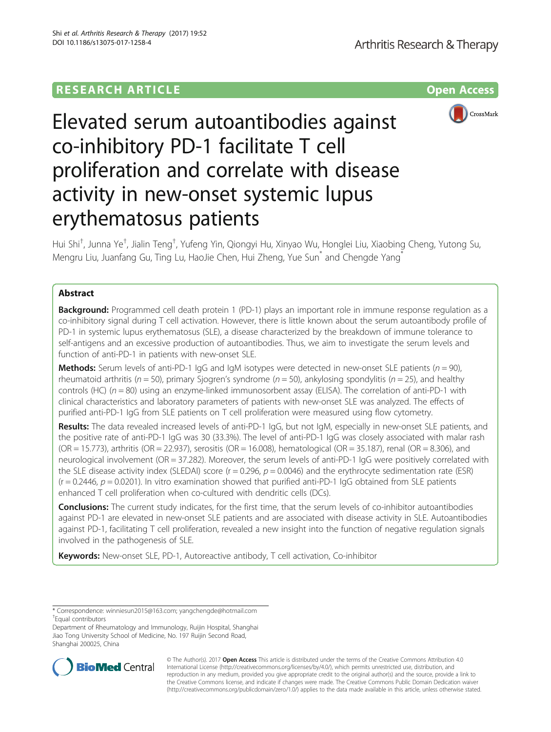**RESEARCH ARTICLE** **Open Access**

# Elevated serum autoantibodies against co-inhibitory PD-1 facilitate T cell proliferation and correlate with disease activity in new-onset systemic lupus erythematosus patients

Hui Shi[†], Junna Ye[†], Jialin Teng[†], Yufeng Yin, Qiongyi Hu, Xinyao Wu, Honglei Liu, Xiaobing Cheng, Yutong Su, Mengru Liu, Juanfang Gu, Ting Lu, HaoJie Chen, Hui Zheng, Yue Sun[*] and Chengde Yang[*]

## Abstract

**Background:** Programmed cell death protein 1 (PD-1) plays an important role in immune response regulation as a co-inhibitory signal during T cell activation. However, there is little known about the serum autoantibody profile of PD-1 in systemic lupus erythematosus (SLE), a disease characterized by the breakdown of immune tolerance to self-antigens and an excessive production of autoantibodies. Thus, we aim to investigate the serum levels and function of anti-PD-1 in patients with new-onset SLE.

**Methods:** Serum levels of anti-PD-1 IgG and IgM isotypes were detected in new-onset SLE patients ($n = 90$), rheumatoid arthritis ($n = 50$), primary Sjogren's syndrome ($n = 50$), ankylosing spondylitis ($n = 25$), and healthy controls (HC) ($n = 80$) using an enzyme-linked immunosorbent assay (ELISA). The correlation of anti-PD-1 with clinical characteristics and laboratory parameters of patients with new-onset SLE was analyzed. The effects of purified anti-PD-1 IgG from SLE patients on T cell proliferation were measured using flow cytometry.

**Results:** The data revealed increased levels of anti-PD-1 IgG, but not IgM, especially in new-onset SLE patients, and the positive rate of anti-PD-1 IgG was 30 (33.3%). The level of anti-PD-1 IgG was closely associated with malar rash (OR = 15.773), arthritis (OR = 22.937), serositis (OR = 16.008), hematological (OR = 35.187), renal (OR = 8.306), and neurological involvement (OR = 37.282). Moreover, the serum levels of anti-PD-1 IgG were positively correlated with the SLE disease activity index (SLEDAI) score ($r = 0.296$, $p = 0.0046$) and the erythrocyte sedimentation rate (ESR) ($r = 0.2446$, $p = 0.0201$). In vitro examination showed that purified anti-PD-1 IgG obtained from SLE patients enhanced T cell proliferation when co-cultured with dendritic cells (DCs).

**Conclusions:** The current study indicates, for the first time, that the serum levels of co-inhibitor autoantibodies against PD-1 are elevated in new-onset SLE patients and are associated with disease activity in SLE. Autoantibodies against PD-1, facilitating T cell proliferation, revealed a new insight into the function of negative regulation signals involved in the pathogenesis of SLE.

**Keywords:** New-onset SLE, PD-1, Autoreactive antibody, T cell activation, Co-inhibitor

---

\* Correspondence: winniesun2015@163.com; yangchengde@hotmail.com
[†]Equal contributors
Department of Rheumatology and Immunology, Ruijin Hospital, Shanghai Jiao Tong University School of Medicine, No. 197 Ruijin Second Road, Shanghai 200025, China

© The Author(s). 2017 **Open Access** This article is distributed under the terms of the Creative Commons Attribution 4.0 International License (http://creativecommons.org/licenses/by/4.0/), which permits unrestricted use, distribution, and reproduction in any medium, provided you give appropriate credit to the original author(s) and the source, provide a link to the Creative Commons license, and indicate if changes were made. The Creative Commons Public Domain Dedication waiver (http://creativecommons.org/publicdomain/zero/1.0/) applies to the data made available in this article, unless otherwise stated.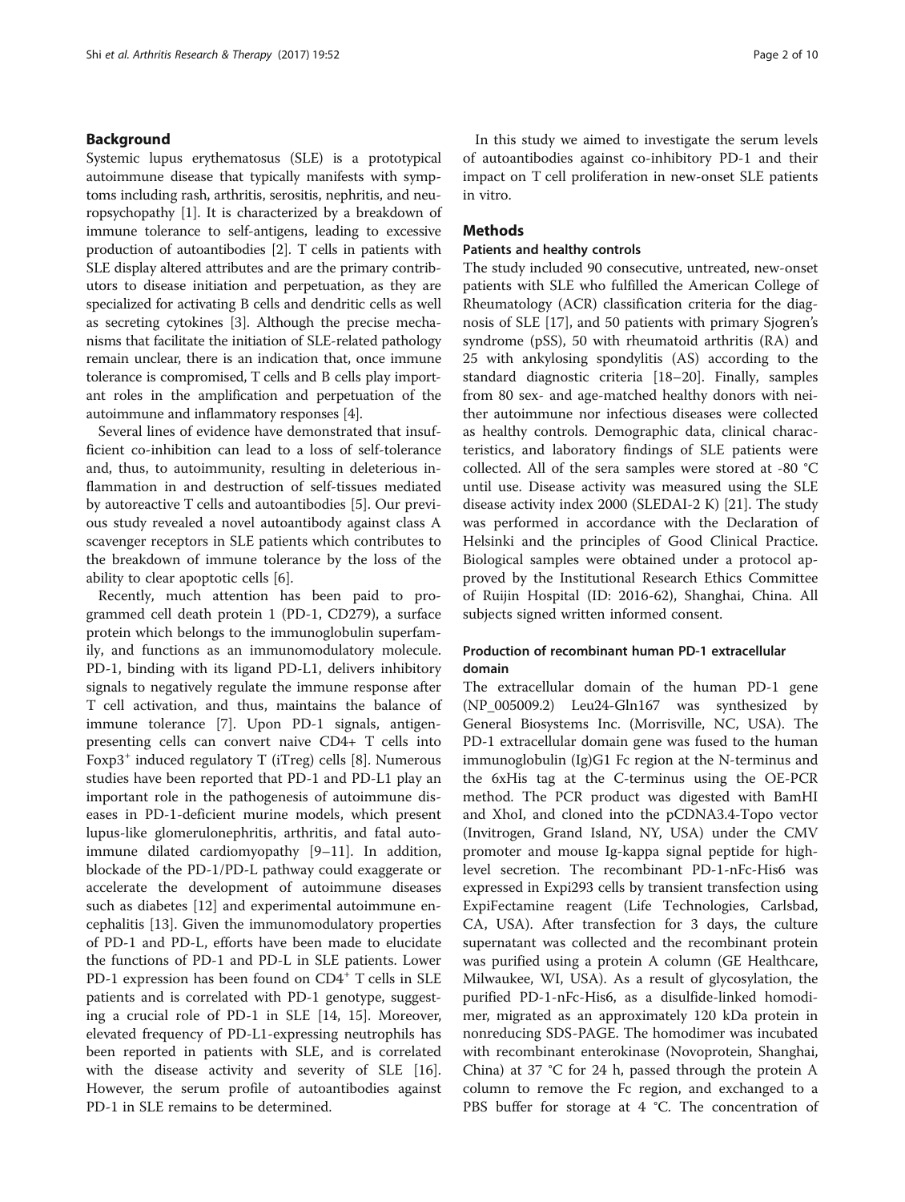## Background

Systemic lupus erythematosus (SLE) is a prototypical autoimmune disease that typically manifests with symptoms including rash, arthritis, serositis, nephritis, and neuropsychopathy [1]. It is characterized by a breakdown of immune tolerance to self-antigens, leading to excessive production of autoantibodies [2]. T cells in patients with SLE display altered attributes and are the primary contributors to disease initiation and perpetuation, as they are specialized for activating B cells and dendritic cells as well as secreting cytokines [3]. Although the precise mechanisms that facilitate the initiation of SLE-related pathology remain unclear, there is an indication that, once immune tolerance is compromised, T cells and B cells play important roles in the amplification and perpetuation of the autoimmune and inflammatory responses [4].

Several lines of evidence have demonstrated that insufficient co-inhibition can lead to a loss of self-tolerance and, thus, to autoimmunity, resulting in deleterious inflammation in and destruction of self-tissues mediated by autoreactive T cells and autoantibodies [5]. Our previous study revealed a novel autoantibody against class A scavenger receptors in SLE patients which contributes to the breakdown of immune tolerance by the loss of the ability to clear apoptotic cells [6].

Recently, much attention has been paid to programmed cell death protein 1 (PD-1, CD279), a surface protein which belongs to the immunoglobulin superfamily, and functions as an immunomodulatory molecule. PD-1, binding with its ligand PD-L1, delivers inhibitory signals to negatively regulate the immune response after T cell activation, and thus, maintains the balance of immune tolerance [7]. Upon PD-1 signals, antigen-presenting cells can convert naive CD4+ T cells into $Foxp3^+$ induced regulatory T (iTreg) cells [8]. Numerous studies have been reported that PD-1 and PD-L1 play an important role in the pathogenesis of autoimmune diseases in PD-1-deficient murine models, which present lupus-like glomerulonephritis, arthritis, and fatal autoimmune dilated cardiomyopathy [9–11]. In addition, blockade of the PD-1/PD-L pathway could exaggerate or accelerate the development of autoimmune diseases such as diabetes [12] and experimental autoimmune encephalitis [13]. Given the immunomodulatory properties of PD-1 and PD-L, efforts have been made to elucidate the functions of PD-1 and PD-L in SLE patients. Lower PD-1 expression has been found on $CD4^+$ T cells in SLE patients and is correlated with PD-1 genotype, suggesting a crucial role of PD-1 in SLE [14, 15]. Moreover, elevated frequency of PD-L1-expressing neutrophils has been reported in patients with SLE, and is correlated with the disease activity and severity of SLE [16]. However, the serum profile of autoantibodies against PD-1 in SLE remains to be determined.

In this study we aimed to investigate the serum levels of autoantibodies against co-inhibitory PD-1 and their impact on T cell proliferation in new-onset SLE patients in vitro.

## Methods

### Patients and healthy controls

The study included 90 consecutive, untreated, new-onset patients with SLE who fulfilled the American College of Rheumatology (ACR) classification criteria for the diagnosis of SLE [17], and 50 patients with primary Sjogren's syndrome (pSS), 50 with rheumatoid arthritis (RA) and 25 with ankylosing spondylitis (AS) according to the standard diagnostic criteria [18–20]. Finally, samples from 80 sex- and age-matched healthy donors with neither autoimmune nor infectious diseases were collected as healthy controls. Demographic data, clinical characteristics, and laboratory findings of SLE patients were collected. All of the sera samples were stored at -80 °C until use. Disease activity was measured using the SLE disease activity index 2000 (SLEDAI-2 K) [21]. The study was performed in accordance with the Declaration of Helsinki and the principles of Good Clinical Practice. Biological samples were obtained under a protocol approved by the Institutional Research Ethics Committee of Ruijin Hospital (ID: 2016-62), Shanghai, China. All subjects signed written informed consent.

### Production of recombinant human PD-1 extracellular domain

The extracellular domain of the human PD-1 gene (NP_005009.2) Leu24-Gln167 was synthesized by General Biosystems Inc. (Morrisville, NC, USA). The PD-1 extracellular domain gene was fused to the human immunoglobulin (Ig)G1 Fc region at the N-terminus and the 6xHis tag at the C-terminus using the OE-PCR method. The PCR product was digested with BamHI and XhoI, and cloned into the pCDNA3.4-Topo vector (Invitrogen, Grand Island, NY, USA) under the CMV promoter and mouse Ig-kappa signal peptide for high-level secretion. The recombinant PD-1-nFc-His6 was expressed in Expi293 cells by transient transfection using ExpiFectamine reagent (Life Technologies, Carlsbad, CA, USA). After transfection for 3 days, the culture supernatant was collected and the recombinant protein was purified using a protein A column (GE Healthcare, Milwaukee, WI, USA). As a result of glycosylation, the purified PD-1-nFc-His6, as a disulfide-linked homodimer, migrated as an approximately 120 kDa protein in nonreducing SDS-PAGE. The homodimer was incubated with recombinant enterokinase (Novoprotein, Shanghai, China) at 37 °C for 24 h, passed through the protein A column to remove the Fc region, and exchanged to a PBS buffer for storage at 4 °C. The concentration of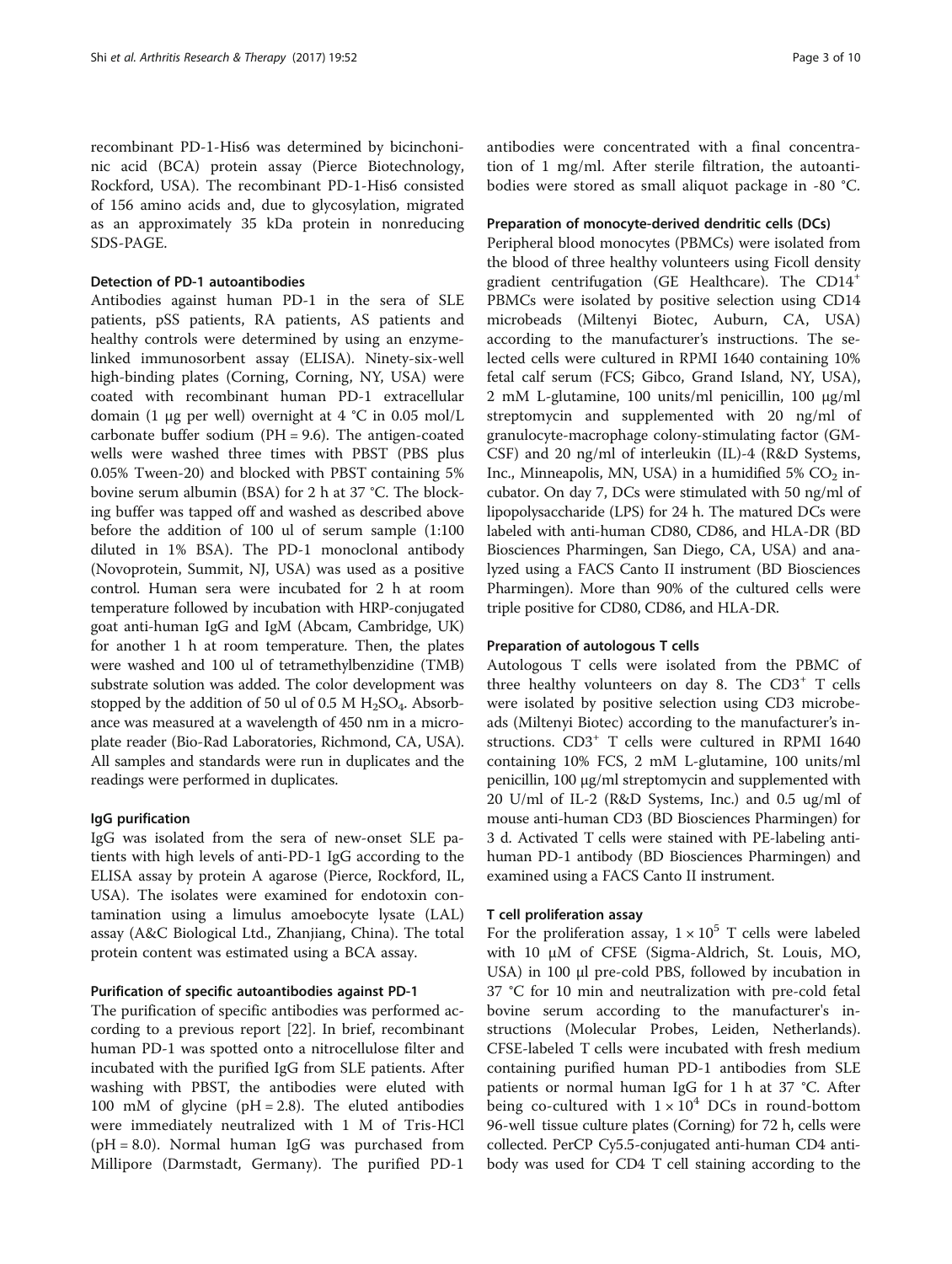recombinant PD-1-His6 was determined by bicinchoninic acid (BCA) protein assay (Pierce Biotechnology, Rockford, USA). The recombinant PD-1-His6 consisted of 156 amino acids and, due to glycosylation, migrated as an approximately 35 kDa protein in nonreducing SDS-PAGE.

### Detection of PD-1 autoantibodies

Antibodies against human PD-1 in the sera of SLE patients, pSS patients, RA patients, AS patients and healthy controls were determined by using an enzyme-linked immunosorbent assay (ELISA). Ninety-six-well high-binding plates (Corning, Corning, NY, USA) were coated with recombinant human PD-1 extracellular domain (1 μg per well) overnight at 4 °C in 0.05 mol/L carbonate buffer sodium (PH = 9.6). The antigen-coated wells were washed three times with PBST (PBS plus 0.05% Tween-20) and blocked with PBST containing 5% bovine serum albumin (BSA) for 2 h at 37 °C. The blocking buffer was tapped off and washed as described above before the addition of 100 ul of serum sample (1:100 diluted in 1% BSA). The PD-1 monoclonal antibody (Novoprotein, Summit, NJ, USA) was used as a positive control. Human sera were incubated for 2 h at room temperature followed by incubation with HRP-conjugated goat anti-human IgG and IgM (Abcam, Cambridge, UK) for another 1 h at room temperature. Then, the plates were washed and 100 ul of tetramethylbenzidine (TMB) substrate solution was added. The color development was stopped by the addition of 50 ul of 0.5 M $H_2SO_4$. Absorbance was measured at a wavelength of 450 nm in a microplate reader (Bio-Rad Laboratories, Richmond, CA, USA). All samples and standards were run in duplicates and the readings were performed in duplicates.

### IgG purification

IgG was isolated from the sera of new-onset SLE patients with high levels of anti-PD-1 IgG according to the ELISA assay by protein A agarose (Pierce, Rockford, IL, USA). The isolates were examined for endotoxin contamination using a limulus amoebocyte lysate (LAL) assay (A&C Biological Ltd., Zhanjiang, China). The total protein content was estimated using a BCA assay.

### Purification of specific autoantibodies against PD-1

The purification of specific antibodies was performed according to a previous report [22]. In brief, recombinant human PD-1 was spotted onto a nitrocellulose filter and incubated with the purified IgG from SLE patients. After washing with PBST, the antibodies were eluted with 100 mM of glycine (pH = 2.8). The eluted antibodies were immediately neutralized with 1 M of Tris-HCl (pH = 8.0). Normal human IgG was purchased from Millipore (Darmstadt, Germany). The purified PD-1 antibodies were concentrated with a final concentration of 1 mg/ml. After sterile filtration, the autoantibodies were stored as small aliquot package in -80 °C.

### Preparation of monocyte-derived dendritic cells (DCs)

Peripheral blood monocytes (PBMCs) were isolated from the blood of three healthy volunteers using Ficoll density gradient centrifugation (GE Healthcare). The $CD14^+$ PBMCs were isolated by positive selection using CD14 microbeads (Miltenyi Biotec, Auburn, CA, USA) according to the manufacturer's instructions. The selected cells were cultured in RPMI 1640 containing 10% fetal calf serum (FCS; Gibco, Grand Island, NY, USA), 2 mM L-glutamine, 100 units/ml penicillin, 100 μg/ml streptomycin and supplemented with 20 ng/ml of granulocyte-macrophage colony-stimulating factor (GM-CSF) and 20 ng/ml of interleukin (IL)-4 (R&D Systems, Inc., Minneapolis, MN, USA) in a humidified 5% $CO_2$ incubator. On day 7, DCs were stimulated with 50 ng/ml of lipopolysaccharide (LPS) for 24 h. The matured DCs were labeled with anti-human CD80, CD86, and HLA-DR (BD Biosciences Pharmingen, San Diego, CA, USA) and analyzed using a FACS Canto II instrument (BD Biosciences Pharmingen). More than 90% of the cultured cells were triple positive for CD80, CD86, and HLA-DR.

### Preparation of autologous T cells

Autologous T cells were isolated from the PBMC of three healthy volunteers on day 8. The $CD3^+$ T cells were isolated by positive selection using CD3 microbeads (Miltenyi Biotec) according to the manufacturer's instructions. $CD3^+$ T cells were cultured in RPMI 1640 containing 10% FCS, 2 mM L-glutamine, 100 units/ml penicillin, 100 μg/ml streptomycin and supplemented with 20 U/ml of IL-2 (R&D Systems, Inc.) and 0.5 ug/ml of mouse anti-human CD3 (BD Biosciences Pharmingen) for 3 d. Activated T cells were stained with PE-labeling anti-human PD-1 antibody (BD Biosciences Pharmingen) and examined using a FACS Canto II instrument.

### T cell proliferation assay

For the proliferation assay, $1 \times 10^5$ T cells were labeled with 10 μM of CFSE (Sigma-Aldrich, St. Louis, MO, USA) in 100 μl pre-cold PBS, followed by incubation in 37 °C for 10 min and neutralization with pre-cold fetal bovine serum according to the manufacturer's instructions (Molecular Probes, Leiden, Netherlands). CFSE-labeled T cells were incubated with fresh medium containing purified human PD-1 antibodies from SLE patients or normal human IgG for 1 h at 37 °C. After being co-cultured with $1 \times 10^4$ DCs in round-bottom 96-well tissue culture plates (Corning) for 72 h, cells were collected. PerCP Cy5.5-conjugated anti-human CD4 antibody was used for CD4 T cell staining according to the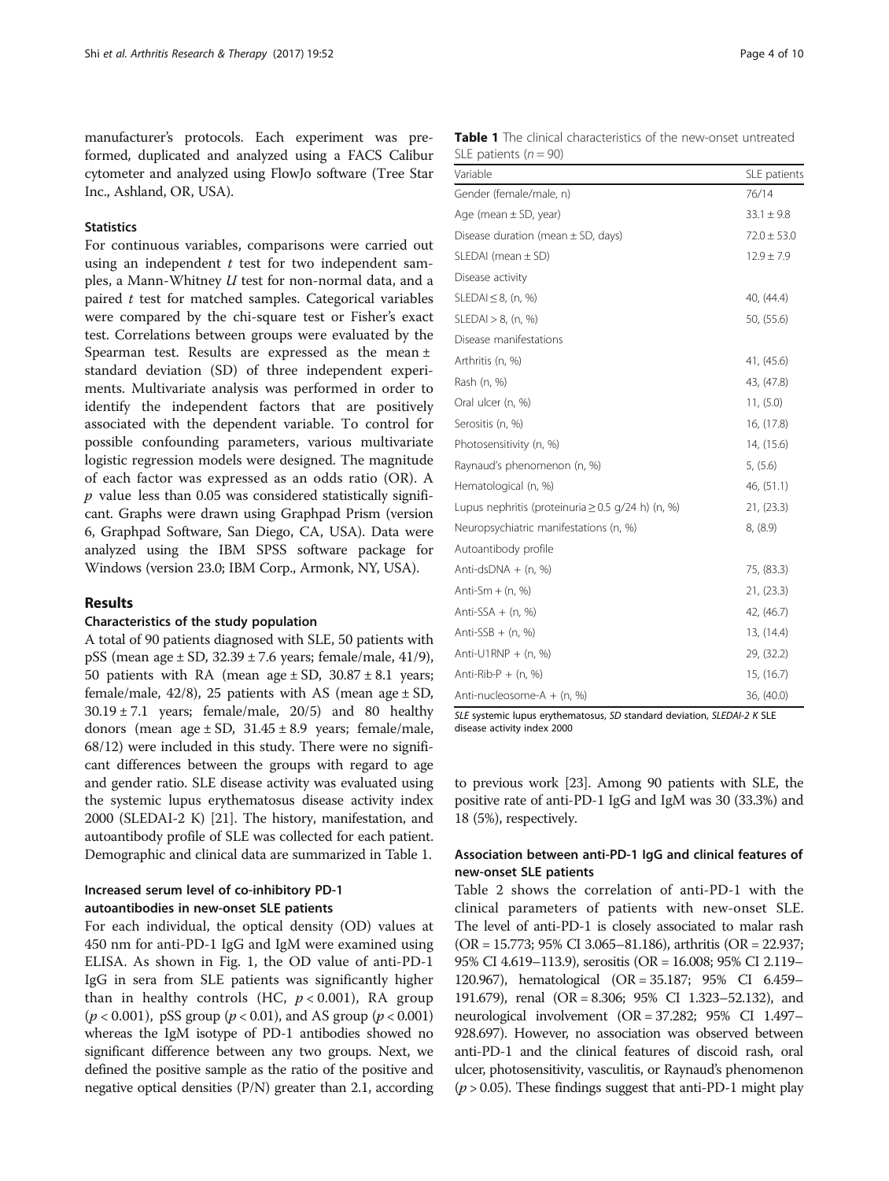manufacturer's protocols. Each experiment was preformed, duplicated and analyzed using a FACS Calibur cytometer and analyzed using FlowJo software (Tree Star Inc., Ashland, OR, USA).

### Statistics

For continuous variables, comparisons were carried out using an independent $t$ test for two independent samples, a Mann-Whitney $U$ test for non-normal data, and a paired $t$ test for matched samples. Categorical variables were compared by the chi-square test or Fisher's exact test. Correlations between groups were evaluated by the Spearman test. Results are expressed as the mean ± standard deviation (SD) of three independent experiments. Multivariate analysis was performed in order to identify the independent factors that are positively associated with the dependent variable. To control for possible confounding parameters, various multivariate logistic regression models were designed. The magnitude of each factor was expressed as an odds ratio (OR). A $p$ value less than 0.05 was considered statistically significant. Graphs were drawn using Graphpad Prism (version 6, Graphpad Software, San Diego, CA, USA). Data were analyzed using the IBM SPSS software package for Windows (version 23.0; IBM Corp., Armonk, NY, USA).

## Results

### Characteristics of the study population

A total of 90 patients diagnosed with SLE, 50 patients with pSS (mean age ± SD, 32.39 ± 7.6 years; female/male, 41/9), 50 patients with RA (mean age ± SD, 30.87 ± 8.1 years; female/male, 42/8), 25 patients with AS (mean age ± SD, 30.19 ± 7.1 years; female/male, 20/5) and 80 healthy donors (mean age ± SD, 31.45 ± 8.9 years; female/male, 68/12) were included in this study. There were no significant differences between the groups with regard to age and gender ratio. SLE disease activity was evaluated using the systemic lupus erythematosus disease activity index 2000 (SLEDAI-2 K) [21]. The history, manifestation, and autoantibody profile of SLE was collected for each patient. Demographic and clinical data are summarized in Table 1.

**Table 1** The clinical characteristics of the new-onset untreated SLE patients ($n = 90$)

| Variable | SLE patients |
|---|---|
| Gender (female/male, n) | 76/14 |
| Age (mean ± SD, year) | 33.1 ± 9.8 |
| Disease duration (mean ± SD, days) | 72.0 ± 53.0 |
| SLEDAI (mean ± SD) | 12.9 ± 7.9 |
| Disease activity | |
| SLEDAI ≤ 8, (n, %) | 40, (44.4) |
| SLEDAI > 8, (n, %) | 50, (55.6) |
| Disease manifestations | |
| Arthritis (n, %) | 41, (45.6) |
| Rash (n, %) | 43, (47.8) |
| Oral ulcer (n, %) | 11, (5.0) |
| Serositis (n, %) | 16, (17.8) |
| Photosensitivity (n, %) | 14, (15.6) |
| Raynaud's phenomenon (n, %) | 5, (5.6) |
| Hematological (n, %) | 46, (51.1) |
| Lupus nephritis (proteinuria ≥ 0.5 g/24 h) (n, %) | 21, (23.3) |
| Neuropsychiatric manifestations (n, %) | 8, (8.9) |
| Autoantibody profile | |
| Anti-dsDNA + (n, %) | 75, (83.3) |
| Anti-Sm + (n, %) | 21, (23.3) |
| Anti-SSA + (n, %) | 42, (46.7) |
| Anti-SSB + (n, %) | 13, (14.4) |
| Anti-U1RNP + (n, %) | 29, (32.2) |
| Anti-Rib-P + (n, %) | 15, (16.7) |
| Anti-nucleosome-A + (n, %) | 36, (40.0) |

*SLE* systemic lupus erythematosus, *SD* standard deviation, *SLEDAI-2 K* SLE disease activity index 2000

### Increased serum level of co-inhibitory PD-1 autoantibodies in new-onset SLE patients

For each individual, the optical density (OD) values at 450 nm for anti-PD-1 IgG and IgM were examined using ELISA. As shown in Fig. 1, the OD value of anti-PD-1 IgG in sera from SLE patients was significantly higher than in healthy controls (HC, $p < 0.001$), RA group ($p < 0.001$), pSS group ($p < 0.01$), and AS group ($p < 0.001$) whereas the IgM isotype of PD-1 antibodies showed no significant difference between any two groups. Next, we defined the positive sample as the ratio of the positive and negative optical densities (P/N) greater than 2.1, according to previous work [23]. Among 90 patients with SLE, the positive rate of anti-PD-1 IgG and IgM was 30 (33.3%) and 18 (5%), respectively.

### Association between anti-PD-1 IgG and clinical features of new-onset SLE patients

Table 2 shows the correlation of anti-PD-1 with the clinical parameters of patients with new-onset SLE. The level of anti-PD-1 is closely associated to malar rash (OR = 15.773; 95% CI 3.065–81.186), arthritis (OR = 22.937; 95% CI 4.619–113.9), serositis (OR = 16.008; 95% CI 2.119–120.967), hematological (OR = 35.187; 95% CI 6.459–191.679), renal (OR = 8.306; 95% CI 1.323–52.132), and neurological involvement (OR = 37.282; 95% CI 1.497–928.697). However, no association was observed between anti-PD-1 and the clinical features of discoid rash, oral ulcer, photosensitivity, vasculitis, or Raynaud's phenomenon ($p > 0.05$). These findings suggest that anti-PD-1 might play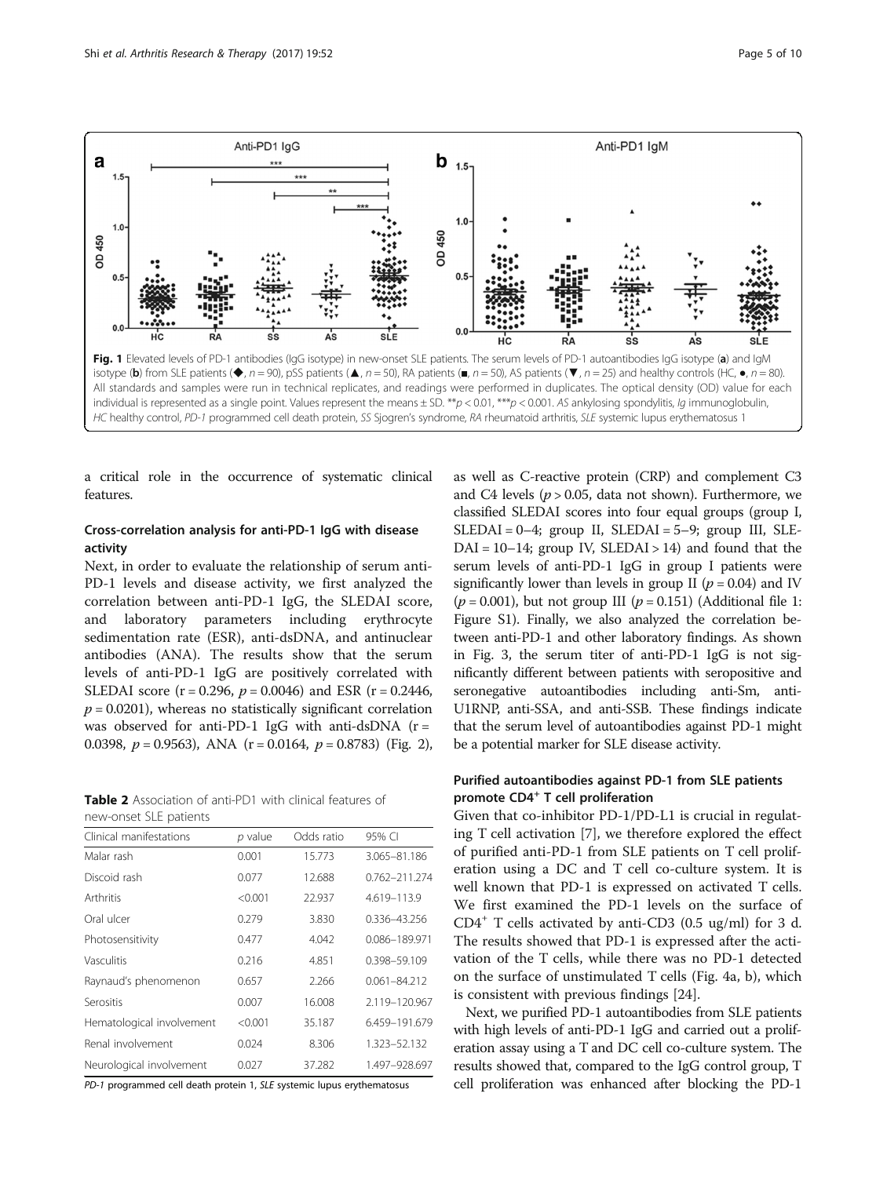Fig. 1 Elevated levels of PD-1 antibodies (IgG isotype) in new-onset SLE patients. The serum levels of PD-1 autoantibodies IgG isotype (**a**) and IgM isotype (**b**) from SLE patients (◆, $n = 90$), pSS patients (▲, $n = 50$), RA patients (■, $n = 50$), AS patients (▼, $n = 25$) and healthy controls (HC, ●, $n = 80$). All standards and samples were run in technical replicates, and readings were performed in duplicates. The optical density (OD) value for each individual is represented as a single point. Values represent the means ± SD. **$p < 0.01$, ***$p < 0.001$. *AS* ankylosing spondylitis, *Ig* immunoglobulin, *HC* healthy control, *PD-1* programmed cell death protein, *SS* Sjogren's syndrome, *RA* rheumatoid arthritis, *SLE* systemic lupus erythematosus 1

a critical role in the occurrence of systematic clinical features.

### Cross-correlation analysis for anti-PD-1 IgG with disease activity

Next, in order to evaluate the relationship of serum anti-PD-1 levels and disease activity, we first analyzed the correlation between anti-PD-1 IgG, the SLEDAI score, and laboratory parameters including erythrocyte sedimentation rate (ESR), anti-dsDNA, and antinuclear antibodies (ANA). The results show that the serum levels of anti-PD-1 IgG are positively correlated with SLEDAI score ($r = 0.296$, $p = 0.0046$) and ESR ($r = 0.2446$, $p = 0.0201$), whereas no statistically significant correlation was observed for anti-PD-1 IgG with anti-dsDNA ($r = 0.0398$, $p = 0.9563$), ANA ($r = 0.0164$, $p = 0.8783$) (Fig. 2), as well as C-reactive protein (CRP) and complement C3 and C4 levels ($p > 0.05$, data not shown). Furthermore, we classified SLEDAI scores into four equal groups (group I, SLEDAI = 0–4; group II, SLEDAI = 5–9; group III, SLEDAI = 10–14; group IV, SLEDAI > 14) and found that the serum levels of anti-PD-1 IgG in group I patients were significantly lower than levels in group II ($p = 0.04$) and IV ($p = 0.001$), but not group III ($p = 0.151$) (Additional file 1: Figure S1). Finally, we also analyzed the correlation between anti-PD-1 and other laboratory findings. As shown in Fig. 3, the serum titer of anti-PD-1 IgG is not significantly different between patients with seropositive and seronegative autoantibodies including anti-Sm, anti-U1RNP, anti-SSA, and anti-SSB. These findings indicate that the serum level of autoantibodies against PD-1 might be a potential marker for SLE disease activity.

**Table 2** Association of anti-PD1 with clinical features of new-onset SLE patients

| Clinical manifestations | *p* value | Odds ratio | 95% CI |
|---|---|---|---|
| Malar rash | 0.001 | 15.773 | 3.065–81.186 |
| Discoid rash | 0.077 | 12.688 | 0.762–211.274 |
| Arthritis | <0.001 | 22.937 | 4.619–113.9 |
| Oral ulcer | 0.279 | 3.830 | 0.336–43.256 |
| Photosensitivity | 0.477 | 4.042 | 0.086–189.971 |
| Vasculitis | 0.216 | 4.851 | 0.398–59.109 |
| Raynaud's phenomenon | 0.657 | 2.266 | 0.061–84.212 |
| Serositis | 0.007 | 16.008 | 2.119–120.967 |
| Hematological involvement | <0.001 | 35.187 | 6.459–191.679 |
| Renal involvement | 0.024 | 8.306 | 1.323–52.132 |
| Neurological involvement | 0.027 | 37.282 | 1.497–928.697 |

*PD-1* programmed cell death protein 1, *SLE* systemic lupus erythematosus

### Purified autoantibodies against PD-1 from SLE patients promote $CD4^+$ T cell proliferation

Given that co-inhibitor PD-1/PD-L1 is crucial in regulating T cell activation [7], we therefore explored the effect of purified anti-PD-1 from SLE patients on T cell proliferation using a DC and T cell co-culture system. It is well known that PD-1 is expressed on activated T cells. We first examined the PD-1 levels on the surface of $CD4^+$ T cells activated by anti-CD3 (0.5 ug/ml) for 3 d. The results showed that PD-1 is expressed after the activation of the T cells, while there was no PD-1 detected on the surface of unstimulated T cells (Fig. 4a, b), which is consistent with previous findings [24].

Next, we purified PD-1 autoantibodies from SLE patients with high levels of anti-PD-1 IgG and carried out a proliferation assay using a T and DC cell co-culture system. The results showed that, compared to the IgG control group, T cell proliferation was enhanced after blocking the PD-1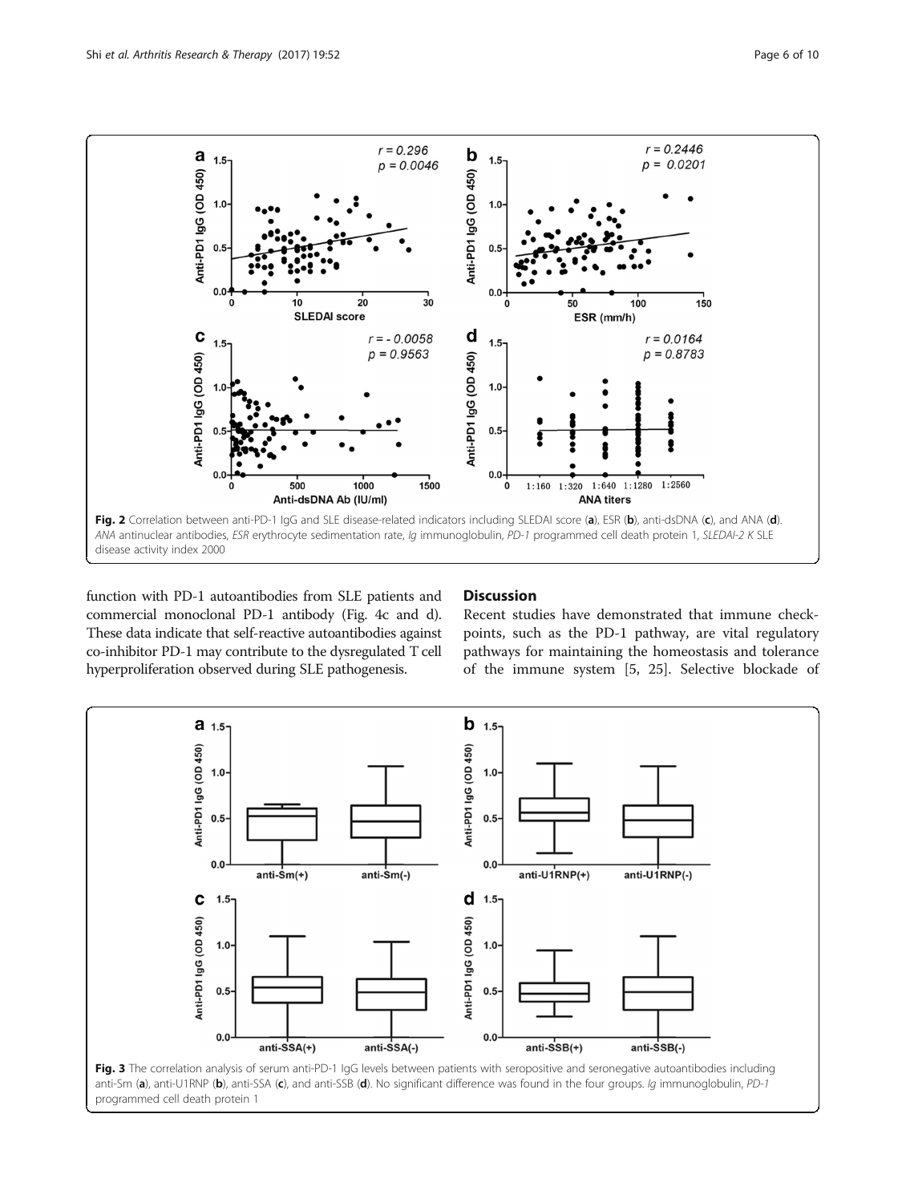Fig. 2 Correlation between anti-PD-1 IgG and SLE disease-related indicators including SLEDAI score (**a**), ESR (**b**), anti-dsDNA (**c**), and ANA (**d**). *ANA* antinuclear antibodies, *ESR* erythrocyte sedimentation rate, *Ig* immunoglobulin, *PD-1* programmed cell death protein 1, *SLEDAI-2 K* SLE disease activity index 2000

function with PD-1 autoantibodies from SLE patients and commercial monoclonal PD-1 antibody (Fig. 4c and d). These data indicate that self-reactive autoantibodies against co-inhibitor PD-1 may contribute to the dysregulated T cell hyperproliferation observed during SLE pathogenesis.

## Discussion

Recent studies have demonstrated that immune checkpoints, such as the PD-1 pathway, are vital regulatory pathways for maintaining the homeostasis and tolerance of the immune system [5, 25]. Selective blockade of

Fig. 3 The correlation analysis of serum anti-PD-1 IgG levels between patients with seropositive and seronegative autoantibodies including anti-Sm (**a**), anti-U1RNP (**b**), anti-SSA (**c**), and anti-SSB (**d**). No significant difference was found in the four groups. *Ig* immunoglobulin, *PD-1* programmed cell death protein 1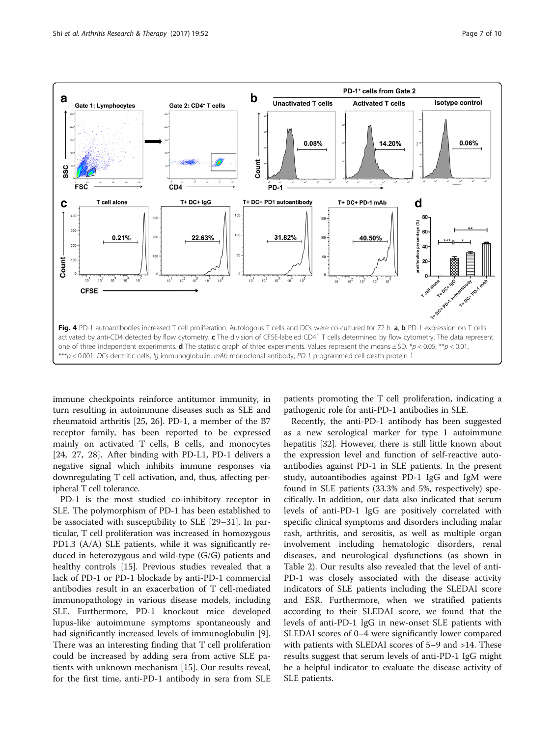**Fig. 4** PD-1 autoantibodies increased T cell proliferation. Autologous T cells and DCs were co-cultured for 72 h. **a**, **b** PD-1 expression on T cells activated by anti-CD4 detected by flow cytometry. **c** The division of CFSE-labeled $CD4^+$ T cells determined by flow cytometry. The data represent one of three independent experiments. **d** The statistic graph of three experiments. Values represent the means ± SD. \*$p < 0.05$, \*\*$p < 0.01$, \*\*\*$p < 0.001$. *DCs* dentritic cells, *Ig* immunoglobulin, *mAb* monoclonal antibody, *PD-1* programmed cell death protein 1

immune checkpoints reinforce antitumor immunity, in turn resulting in autoimmune diseases such as SLE and rheumatoid arthritis [25, 26]. PD-1, a member of the B7 receptor family, has been reported to be expressed mainly on activated T cells, B cells, and monocytes [24, 27, 28]. After binding with PD-L1, PD-1 delivers a negative signal which inhibits immune responses via downregulating T cell activation, and, thus, affecting peripheral T cell tolerance.

PD-1 is the most studied co-inhibitory receptor in SLE. The polymorphism of PD-1 has been established to be associated with susceptibility to SLE [29–31]. In particular, T cell proliferation was increased in homozygous PD1.3 (A/A) SLE patients, while it was significantly reduced in heterozygous and wild-type (G/G) patients and healthy controls [15]. Previous studies revealed that a lack of PD-1 or PD-1 blockade by anti-PD-1 commercial antibodies result in an exacerbation of T cell-mediated immunopathology in various disease models, including SLE. Furthermore, PD-1 knockout mice developed lupus-like autoimmune symptoms spontaneously and had significantly increased levels of immunoglobulin [9]. There was an interesting finding that T cell proliferation could be increased by adding sera from active SLE patients with unknown mechanism [15]. Our results reveal, for the first time, anti-PD-1 antibody in sera from SLE patients promoting the T cell proliferation, indicating a pathogenic role for anti-PD-1 antibodies in SLE.

Recently, the anti-PD-1 antibody has been suggested as a new serological marker for type 1 autoimmune hepatitis [32]. However, there is still little known about the expression level and function of self-reactive autoantibodies against PD-1 in SLE patients. In the present study, autoantibodies against PD-1 IgG and IgM were found in SLE patients (33.3% and 5%, respectively) specifically. In addition, our data also indicated that serum levels of anti-PD-1 IgG are positively correlated with specific clinical symptoms and disorders including malar rash, arthritis, and serositis, as well as multiple organ involvement including hematologic disorders, renal diseases, and neurological dysfunctions (as shown in Table 2). Our results also revealed that the level of anti-PD-1 was closely associated with the disease activity indicators of SLE patients including the SLEDAI score and ESR. Furthermore, when we stratified patients according to their SLEDAI score, we found that the levels of anti-PD-1 IgG in new-onset SLE patients with SLEDAI scores of 0–4 were significantly lower compared with patients with SLEDAI scores of 5–9 and >14. These results suggest that serum levels of anti-PD-1 IgG might be a helpful indicator to evaluate the disease activity of SLE patients.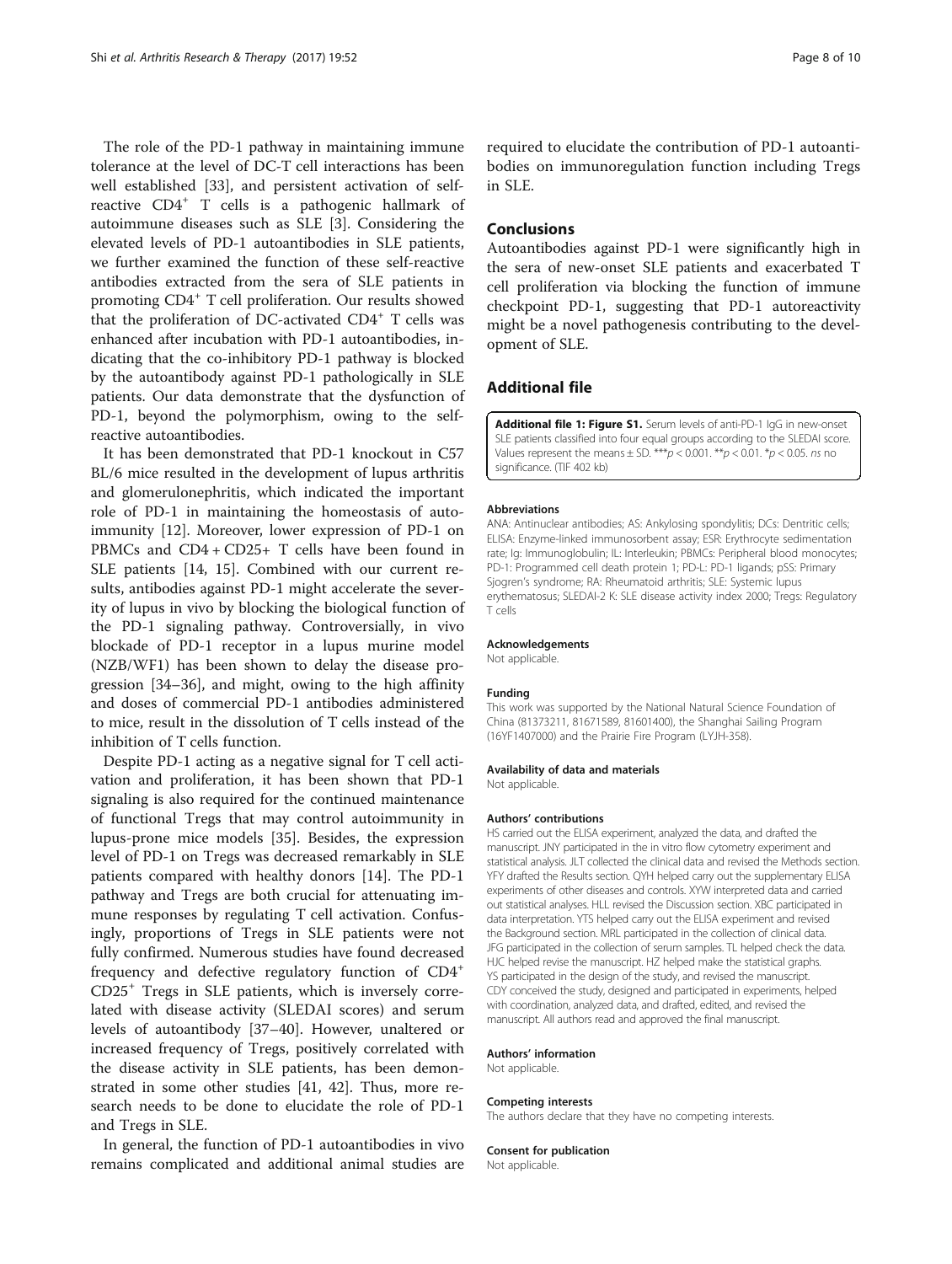The role of the PD-1 pathway in maintaining immune tolerance at the level of DC-T cell interactions has been well established [33], and persistent activation of self-reactive $CD4^+$ T cells is a pathogenic hallmark of autoimmune diseases such as SLE [3]. Considering the elevated levels of PD-1 autoantibodies in SLE patients, we further examined the function of these self-reactive antibodies extracted from the sera of SLE patients in promoting $CD4^+$ T cell proliferation. Our results showed that the proliferation of DC-activated $CD4^+$ T cells was enhanced after incubation with PD-1 autoantibodies, indicating that the co-inhibitory PD-1 pathway is blocked by the autoantibody against PD-1 pathologically in SLE patients. Our data demonstrate that the dysfunction of PD-1, beyond the polymorphism, owing to the self-reactive autoantibodies.

It has been demonstrated that PD-1 knockout in C57 BL/6 mice resulted in the development of lupus arthritis and glomerulonephritis, which indicated the important role of PD-1 in maintaining the homeostasis of autoimmunity [12]. Moreover, lower expression of PD-1 on PBMCs and CD4 + CD25+ T cells have been found in SLE patients [14, 15]. Combined with our current results, antibodies against PD-1 might accelerate the severity of lupus in vivo by blocking the biological function of the PD-1 signaling pathway. Controversially, in vivo blockade of PD-1 receptor in a lupus murine model (NZB/WF1) has been shown to delay the disease progression [34–36], and might, owing to the high affinity and doses of commercial PD-1 antibodies administered to mice, result in the dissolution of T cells instead of the inhibition of T cells function.

Despite PD-1 acting as a negative signal for T cell activation and proliferation, it has been shown that PD-1 signaling is also required for the continued maintenance of functional Tregs that may control autoimmunity in lupus-prone mice models [35]. Besides, the expression level of PD-1 on Tregs was decreased remarkably in SLE patients compared with healthy donors [14]. The PD-1 pathway and Tregs are both crucial for attenuating immune responses by regulating T cell activation. Confusingly, proportions of Tregs in SLE patients were not fully confirmed. Numerous studies have found decreased frequency and defective regulatory function of $CD4^+$ $CD25^+$ Tregs in SLE patients, which is inversely correlated with disease activity (SLEDAI scores) and serum levels of autoantibody [37–40]. However, unaltered or increased frequency of Tregs, positively correlated with the disease activity in SLE patients, has been demonstrated in some other studies [41, 42]. Thus, more research needs to be done to elucidate the role of PD-1 and Tregs in SLE.

In general, the function of PD-1 autoantibodies in vivo remains complicated and additional animal studies are required to elucidate the contribution of PD-1 autoantibodies on immunoregulation function including Tregs in SLE.

## Conclusions

Autoantibodies against PD-1 were significantly high in the sera of new-onset SLE patients and exacerbated T cell proliferation via blocking the function of immune checkpoint PD-1, suggesting that PD-1 autoreactivity might be a novel pathogenesis contributing to the development of SLE.

## Additional file

**Additional file 1: Figure S1.** Serum levels of anti-PD-1 IgG in new-onset SLE patients classified into four equal groups according to the SLEDAI score. Values represent the means ± SD. \*\*\*$p < 0.001$. \*\*$p < 0.01$. \*$p < 0.05$. *ns* no significance. (TIF 402 kb)

#### Abbreviations

ANA: Antinuclear antibodies; AS: Ankylosing spondylitis; DCs: Dentritic cells; ELISA: Enzyme-linked immunosorbent assay; ESR: Erythrocyte sedimentation rate; Ig: Immunoglobulin; IL: Interleukin; PBMCs: Peripheral blood monocytes; PD-1: Programmed cell death protein 1; PD-L: PD-1 ligands; pSS: Primary Sjogren's syndrome; RA: Rheumatoid arthritis; SLE: Systemic lupus erythematosus; SLEDAI-2 K: SLE disease activity index 2000; Tregs: Regulatory T cells

#### Acknowledgements

Not applicable.

#### Funding

This work was supported by the National Natural Science Foundation of China (81373211, 81671589, 81601400), the Shanghai Sailing Program (16YF1407000) and the Prairie Fire Program (LYJH-358).

#### Availability of data and materials

Not applicable.

#### Authors' contributions

HS carried out the ELISA experiment, analyzed the data, and drafted the manuscript. JNY participated in the in vitro flow cytometry experiment and statistical analysis. JLT collected the clinical data and revised the Methods section. YFY drafted the Results section. QYH helped carry out the supplementary ELISA experiments of other diseases and controls. XYW interpreted data and carried out statistical analyses. HLL revised the Discussion section. XBC participated in data interpretation. YTS helped carry out the ELISA experiment and revised the Background section. MRL participated in the collection of clinical data. JFG participated in the collection of serum samples. TL helped check the data. HJC helped revise the manuscript. HZ helped make the statistical graphs. YS participated in the design of the study, and revised the manuscript. CDY conceived the study, designed and participated in experiments, helped with coordination, analyzed data, and drafted, edited, and revised the manuscript. All authors read and approved the final manuscript.

#### Authors' information

Not applicable.

#### Competing interests

The authors declare that they have no competing interests.

#### Consent for publication

Not applicable.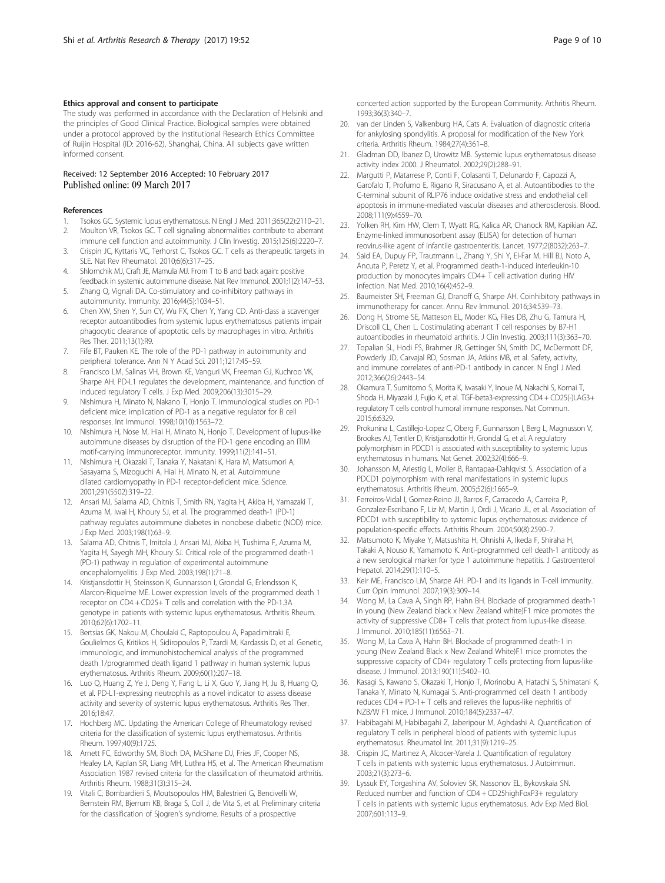#### Ethics approval and consent to participate

The study was performed in accordance with the Declaration of Helsinki and the principles of Good Clinical Practice. Biological samples were obtained under a protocol approved by the Institutional Research Ethics Committee of Ruijin Hospital (ID: 2016-62), Shanghai, China. All subjects gave written informed consent.

Received: 12 September 2016 Accepted: 10 February 2017
Published online: 09 March 2017

#### References

1. Tsokos GC. Systemic lupus erythematosus. N Engl J Med. 2011;365(22):2110–21.
2. Moulton VR, Tsokos GC. T cell signaling abnormalities contribute to aberrant immune cell function and autoimmunity. J Clin Investig. 2015;125(6):2220–7.
3. Crispin JC, Kyttaris VC, Terhorst C, Tsokos GC. T cells as therapeutic targets in SLE. Nat Rev Rheumatol. 2010;6(6):317–25.
4. Shlomchik MJ, Craft JE, Mamula MJ. From T to B and back again: positive feedback in systemic autoimmune disease. Nat Rev Immunol. 2001;1(2):147–53.
5. Zhang Q, Vignali DA. Co-stimulatory and co-inhibitory pathways in autoimmunity. Immunity. 2016;44(5):1034–51.
6. Chen XW, Shen Y, Sun CY, Wu FX, Chen Y, Yang CD. Anti-class a scavenger receptor autoantibodies from systemic lupus erythematosus patients impair phagocytic clearance of apoptotic cells by macrophages in vitro. Arthritis Res Ther. 2011;13(1):R9.
7. Fife BT, Pauken KE. The role of the PD-1 pathway in autoimmunity and peripheral tolerance. Ann N Y Acad Sci. 2011;1217:45–59.
8. Francisco LM, Salinas VH, Brown KE, Vanguri VK, Freeman GJ, Kuchroo VK, Sharpe AH. PD-L1 regulates the development, maintenance, and function of induced regulatory T cells. J Exp Med. 2009;206(13):3015–29.
9. Nishimura H, Minato N, Nakano T, Honjo T. Immunological studies on PD-1 deficient mice: implication of PD-1 as a negative regulator for B cell responses. Int Immunol. 1998;10(10):1563–72.
10. Nishimura H, Nose M, Hiai H, Minato N, Honjo T. Development of lupus-like autoimmune diseases by disruption of the PD-1 gene encoding an ITIM motif-carrying immunoreceptor. Immunity. 1999;11(2):141–51.
11. Nishimura H, Okazaki T, Tanaka Y, Nakatani K, Hara M, Matsumori A, Sasayama S, Mizoguchi A, Hiai H, Minato N, et al. Autoimmune dilated cardiomyopathy in PD-1 receptor-deficient mice. Science. 2001;291(5502):319–22.
12. Ansari MJ, Salama AD, Chitnis T, Smith RN, Yagita H, Akiba H, Yamazaki T, Azuma M, Iwai H, Khoury SJ, et al. The programmed death-1 (PD-1) pathway regulates autoimmune diabetes in nonobese diabetic (NOD) mice. J Exp Med. 2003;198(1):63–9.
13. Salama AD, Chitnis T, Imitola J, Ansari MJ, Akiba H, Tushima F, Azuma M, Yagita H, Sayegh MH, Khoury SJ. Critical role of the programmed death-1 (PD-1) pathway in regulation of experimental autoimmune encephalomyelitis. J Exp Med. 2003;198(1):71–8.
14. Kristjansdottir H, Steinsson K, Gunnarsson I, Grondal G, Erlendsson K, Alarcon-Riquelme ME. Lower expression levels of the programmed death 1 receptor on CD4 + CD25+ T cells and correlation with the PD-1.3A genotype in patients with systemic lupus erythematosus. Arthritis Rheum. 2010;62(6):1702–11.
15. Bertsias GK, Nakou M, Choulaki C, Raptopoulou A, Papadimitraki E, Goulielmos G, Kritikos H, Sidiropoulos P, Tzardi M, Kardassis D, et al. Genetic, immunologic, and immunohistochemical analysis of the programmed death 1/programmed death ligand 1 pathway in human systemic lupus erythematosus. Arthritis Rheum. 2009;60(1):207–18.
16. Luo Q, Huang Z, Ye J, Deng Y, Fang L, Li X, Guo Y, Jiang H, Ju B, Huang Q, et al. PD-L1-expressing neutrophils as a novel indicator to assess disease activity and severity of systemic lupus erythematosus. Arthritis Res Ther. 2016;18:47.
17. Hochberg MC. Updating the American College of Rheumatology revised criteria for the classification of systemic lupus erythematosus. Arthritis Rheum. 1997;40(9):1725.
18. Arnett FC, Edworthy SM, Bloch DA, McShane DJ, Fries JF, Cooper NS, Healey LA, Kaplan SR, Liang MH, Luthra HS, et al. The American Rheumatism Association 1987 revised criteria for the classification of rheumatoid arthritis. Arthritis Rheum. 1988;31(3):315–24.
19. Vitali C, Bombardieri S, Moutsopoulos HM, Balestrieri G, Bencivelli W, Bernstein RM, Bjerrum KB, Braga S, Coll J, de Vita S, et al. Preliminary criteria for the classification of Sjogren's syndrome. Results of a prospective concerted action supported by the European Community. Arthritis Rheum. 1993;36(3):340–7.
20. van der Linden S, Valkenburg HA, Cats A. Evaluation of diagnostic criteria for ankylosing spondylitis. A proposal for modification of the New York criteria. Arthritis Rheum. 1984;27(4):361–8.
21. Gladman DD, Ibanez D, Urowitz MB. Systemic lupus erythematosus disease activity index 2000. J Rheumatol. 2002;29(2):288–91.
22. Margutti P, Matarrese P, Conti F, Colasanti T, Delunardo F, Capozzi A, Garofalo T, Profumo E, Rigano R, Siracusano A, et al. Autoantibodies to the C-terminal subunit of RLIP76 induce oxidative stress and endothelial cell apoptosis in immune-mediated vascular diseases and atherosclerosis. Blood. 2008;111(9):4559–70.
23. Yolken RH, Kim HW, Clem T, Wyatt RG, Kalica AR, Chanock RM, Kapikian AZ. Enzyme-linked immunosorbent assay (ELISA) for detection of human reovirus-like agent of infantile gastroenteritis. Lancet. 1977;2(8032):263–7.
24. Said EA, Dupuy FP, Trautmann L, Zhang Y, Shi Y, El-Far M, Hill BJ, Noto A, Ancuta P, Peretz Y, et al. Programmed death-1-induced interleukin-10 production by monocytes impairs CD4+ T cell activation during HIV infection. Nat Med. 2010;16(4):452–9.
25. Baumeister SH, Freeman GJ, Dranoff G, Sharpe AH. Coinhibitory pathways in immunotherapy for cancer. Annu Rev Immunol. 2016;34:539–73.
26. Dong H, Strome SE, Matteson EL, Moder KG, Flies DB, Zhu G, Tamura H, Driscoll CL, Chen L. Costimulating aberrant T cell responses by B7-H1 autoantibodies in rheumatoid arthritis. J Clin Investig. 2003;111(3):363–70.
27. Topalian SL, Hodi FS, Brahmer JR, Gettinger SN, Smith DC, McDermott DF, Powderly JD, Carvajal RD, Sosman JA, Atkins MB, et al. Safety, activity, and immune correlates of anti-PD-1 antibody in cancer. N Engl J Med. 2012;366(26):2443–54.
28. Okamura T, Sumitomo S, Morita K, Iwasaki Y, Inoue M, Nakachi S, Komai T, Shoda H, Miyazaki J, Fujio K, et al. TGF-beta3-expressing CD4 + CD25(-)LAG3+ regulatory T cells control humoral immune responses. Nat Commun. 2015;6:6329.
29. Prokunina L, Castillejo-Lopez C, Oberg F, Gunnarsson I, Berg L, Magnusson V, Brookes AJ, Tentler D, Kristjansdottir H, Grondal G, et al. A regulatory polymorphism in PDCD1 is associated with susceptibility to systemic lupus erythematosus in humans. Nat Genet. 2002;32(4):666–9.
30. Johansson M, Arlestig L, Moller B, Rantapaa-Dahlqvist S. Association of a PDCD1 polymorphism with renal manifestations in systemic lupus erythematosus. Arthritis Rheum. 2005;52(6):1665–9.
31. Ferreiros-Vidal I, Gomez-Reino JJ, Barros F, Carracedo A, Carreira P, Gonzalez-Escribano F, Liz M, Martin J, Ordi J, Vicario JL, et al. Association of PDCD1 with susceptibility to systemic lupus erythematosus: evidence of population-specific effects. Arthritis Rheum. 2004;50(8):2590–7.
32. Matsumoto K, Miyake Y, Matsushita H, Ohnishi A, Ikeda F, Shiraha H, Takaki A, Nouso K, Yamamoto K. Anti-programmed cell death-1 antibody as a new serological marker for type 1 autoimmune hepatitis. J Gastroenterol Hepatol. 2014;29(1):110–5.
33. Keir ME, Francisco LM, Sharpe AH. PD-1 and its ligands in T-cell immunity. Curr Opin Immunol. 2007;19(3):309–14.
34. Wong M, La Cava A, Singh RP, Hahn BH. Blockade of programmed death-1 in young (New Zealand black x New Zealand white)F1 mice promotes the activity of suppressive CD8+ T cells that protect from lupus-like disease. J Immunol. 2010;185(11):6563–71.
35. Wong M, La Cava A, Hahn BH. Blockade of programmed death-1 in young (New Zealand Black x New Zealand White)F1 mice promotes the suppressive capacity of CD4+ regulatory T cells protecting from lupus-like disease. J Immunol. 2013;190(11):5402–10.
36. Kasagi S, Kawano S, Okazaki T, Honjo T, Morinobu A, Hatachi S, Shimatani K, Tanaka Y, Minato N, Kumagai S. Anti-programmed cell death 1 antibody reduces CD4 + PD-1+ T cells and relieves the lupus-like nephritis of NZB/W F1 mice. J Immunol. 2010;184(5):2337–47.
37. Habibagahi M, Habibagahi Z, Jaberipour M, Aghdashi A. Quantification of regulatory T cells in peripheral blood of patients with systemic lupus erythematosus. Rheumatol Int. 2011;31(9):1219–25.
38. Crispin JC, Martinez A, Alcocer-Varela J. Quantification of regulatory T cells in patients with systemic lupus erythematosus. J Autoimmun. 2003;21(3):273–6.
39. Lyssuk EY, Torgashina AV, Soloviev SK, Nassonov EL, Bykovskaia SN. Reduced number and function of CD4 + CD25highFoxP3+ regulatory T cells in patients with systemic lupus erythematosus. Adv Exp Med Biol. 2007;601:113–9.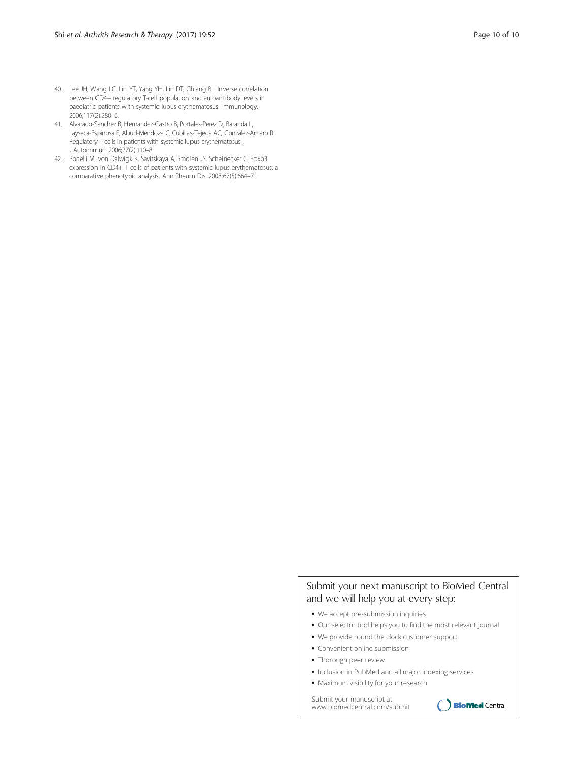40. Lee JH, Wang LC, Lin YT, Yang YH, Lin DT, Chiang BL. Inverse correlation between CD4+ regulatory T-cell population and autoantibody levels in paediatric patients with systemic lupus erythematosus. Immunology. 2006;117(2):280–6.
41. Alvarado-Sanchez B, Hernandez-Castro B, Portales-Perez D, Baranda L, Layseca-Espinosa E, Abud-Mendoza C, Cubillas-Tejeda AC, Gonzalez-Amaro R. Regulatory T cells in patients with systemic lupus erythematosus. J Autoimmun. 2006;27(2):110–8.
42. Bonelli M, von Dalwigk K, Savitskaya A, Smolen JS, Scheinecker C. Foxp3 expression in CD4+ T cells of patients with systemic lupus erythematosus: a comparative phenotypic analysis. Ann Rheum Dis. 2008;67(5):664–71.

Submit your next manuscript to BioMed Central and we will help you at every step:

- We accept pre-submission inquiries
- Our selector tool helps you to find the most relevant journal
- We provide round the clock customer support
- Convenient online submission
- Thorough peer review
- Inclusion in PubMed and all major indexing services
- Maximum visibility for your research

Submit your manuscript at
www.biomedcentral.com/submit

BioMed Central